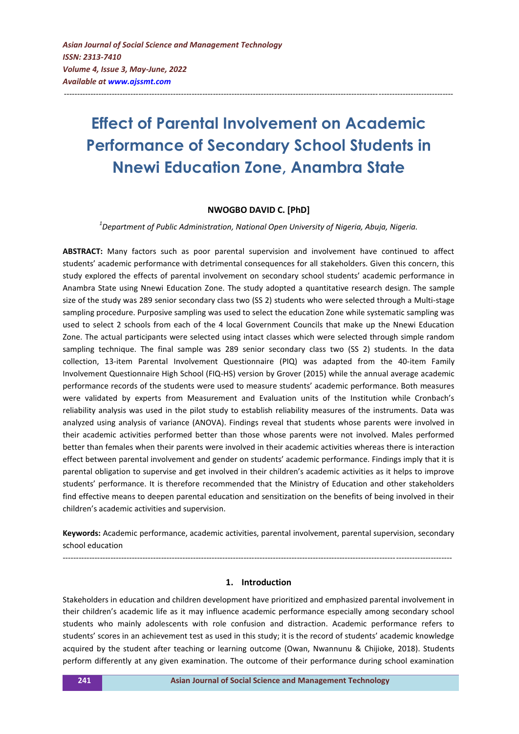# Effect of Parental Involvement on Academic Performance of Secondary School Students in Nnewi Education Zone, Anambra State

**NWOGBO DAVID C. [PhD]**

[1]*Department of Public Administration, National Open University of Nigeria, Abuja, Nigeria.*

**ABSTRACT:** Many factors such as poor parental supervision and involvement have continued to affect students' academic performance with detrimental consequences for all stakeholders. Given this concern, this study explored the effects of parental involvement on secondary school students' academic performance in Anambra State using Nnewi Education Zone. The study adopted a quantitative research design. The sample size of the study was 289 senior secondary class two (SS 2) students who were selected through a Multi-stage sampling procedure. Purposive sampling was used to select the education Zone while systematic sampling was used to select 2 schools from each of the 4 local Government Councils that make up the Nnewi Education Zone. The actual participants were selected using intact classes which were selected through simple random sampling technique. The final sample was 289 senior secondary class two (SS 2) students. In the data collection, 13-item Parental Involvement Questionnaire (PIQ) was adapted from the 40-item Family Involvement Questionnaire High School (FIQ-HS) version by Grover (2015) while the annual average academic performance records of the students were used to measure students' academic performance. Both measures were validated by experts from Measurement and Evaluation units of the Institution while Cronbach's reliability analysis was used in the pilot study to establish reliability measures of the instruments. Data was analyzed using analysis of variance (ANOVA). Findings reveal that students whose parents were involved in their academic activities performed better than those whose parents were not involved. Males performed better than females when their parents were involved in their academic activities whereas there is interaction effect between parental involvement and gender on students' academic performance. Findings imply that it is parental obligation to supervise and get involved in their children's academic activities as it helps to improve students' performance. It is therefore recommended that the Ministry of Education and other stakeholders find effective means to deepen parental education and sensitization on the benefits of being involved in their children's academic activities and supervision.

**Keywords:** Academic performance, academic activities, parental involvement, parental supervision, secondary school education

## 1. Introduction

Stakeholders in education and children development have prioritized and emphasized parental involvement in their children's academic life as it may influence academic performance especially among secondary school students who mainly adolescents with role confusion and distraction. Academic performance refers to students' scores in an achievement test as used in this study; it is the record of students' academic knowledge acquired by the student after teaching or learning outcome (Owan, Nwannunu & Chijioke, 2018). Students perform differently at any given examination. The outcome of their performance during school examination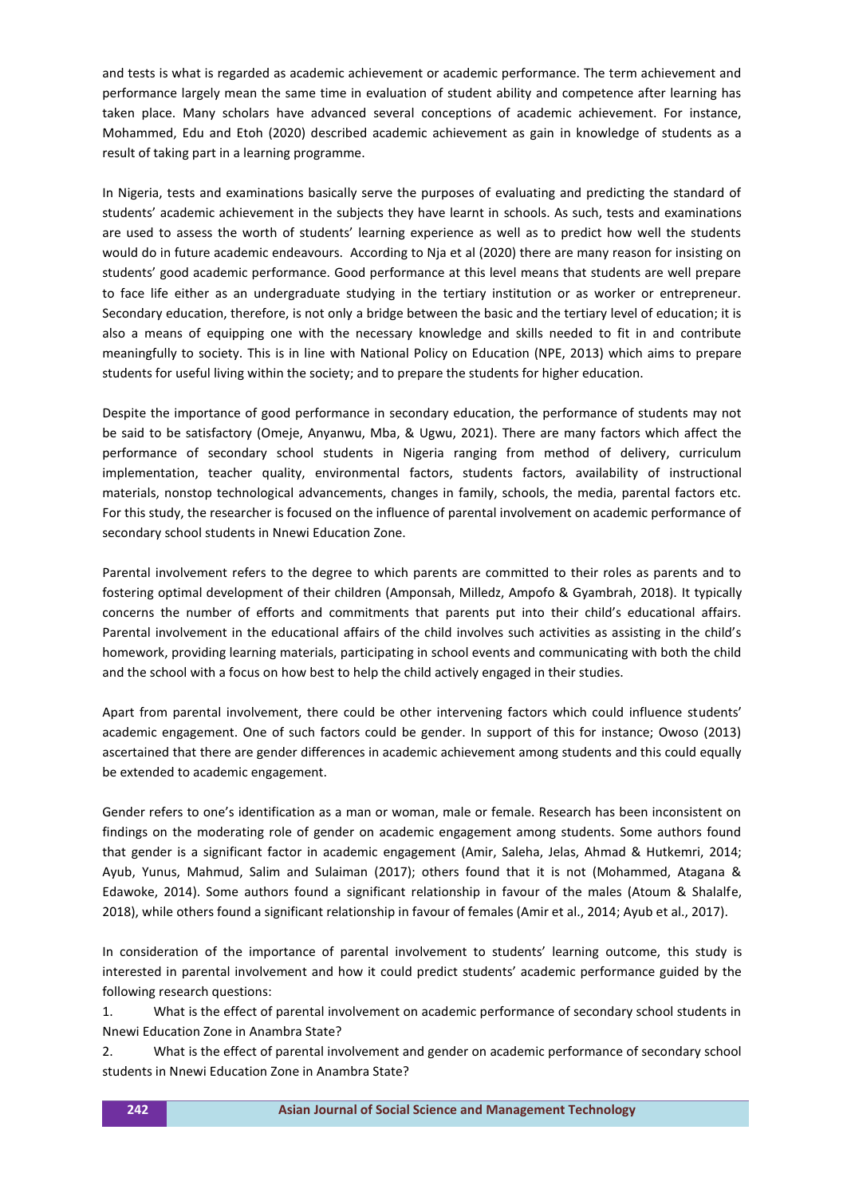and tests is what is regarded as academic achievement or academic performance. The term achievement and performance largely mean the same time in evaluation of student ability and competence after learning has taken place. Many scholars have advanced several conceptions of academic achievement. For instance, Mohammed, Edu and Etoh (2020) described academic achievement as gain in knowledge of students as a result of taking part in a learning programme.

In Nigeria, tests and examinations basically serve the purposes of evaluating and predicting the standard of students' academic achievement in the subjects they have learnt in schools. As such, tests and examinations are used to assess the worth of students' learning experience as well as to predict how well the students would do in future academic endeavours. According to Nja et al (2020) there are many reason for insisting on students' good academic performance. Good performance at this level means that students are well prepare to face life either as an undergraduate studying in the tertiary institution or as worker or entrepreneur. Secondary education, therefore, is not only a bridge between the basic and the tertiary level of education; it is also a means of equipping one with the necessary knowledge and skills needed to fit in and contribute meaningfully to society. This is in line with National Policy on Education (NPE, 2013) which aims to prepare students for useful living within the society; and to prepare the students for higher education.

Despite the importance of good performance in secondary education, the performance of students may not be said to be satisfactory (Omeje, Anyanwu, Mba, & Ugwu, 2021). There are many factors which affect the performance of secondary school students in Nigeria ranging from method of delivery, curriculum implementation, teacher quality, environmental factors, students factors, availability of instructional materials, nonstop technological advancements, changes in family, schools, the media, parental factors etc. For this study, the researcher is focused on the influence of parental involvement on academic performance of secondary school students in Nnewi Education Zone.

Parental involvement refers to the degree to which parents are committed to their roles as parents and to fostering optimal development of their children (Amponsah, Milledz, Ampofo & Gyambrah, 2018). It typically concerns the number of efforts and commitments that parents put into their child's educational affairs. Parental involvement in the educational affairs of the child involves such activities as assisting in the child's homework, providing learning materials, participating in school events and communicating with both the child and the school with a focus on how best to help the child actively engaged in their studies.

Apart from parental involvement, there could be other intervening factors which could influence students' academic engagement. One of such factors could be gender. In support of this for instance; Owoso (2013) ascertained that there are gender differences in academic achievement among students and this could equally be extended to academic engagement.

Gender refers to one's identification as a man or woman, male or female. Research has been inconsistent on findings on the moderating role of gender on academic engagement among students. Some authors found that gender is a significant factor in academic engagement (Amir, Saleha, Jelas, Ahmad & Hutkemri, 2014; Ayub, Yunus, Mahmud, Salim and Sulaiman (2017); others found that it is not (Mohammed, Atagana & Edawoke, 2014). Some authors found a significant relationship in favour of the males (Atoum & Shalalfe, 2018), while others found a significant relationship in favour of females (Amir et al., 2014; Ayub et al., 2017).

In consideration of the importance of parental involvement to students' learning outcome, this study is interested in parental involvement and how it could predict students' academic performance guided by the following research questions:

1. What is the effect of parental involvement on academic performance of secondary school students in Nnewi Education Zone in Anambra State?
2. What is the effect of parental involvement and gender on academic performance of secondary school students in Nnewi Education Zone in Anambra State?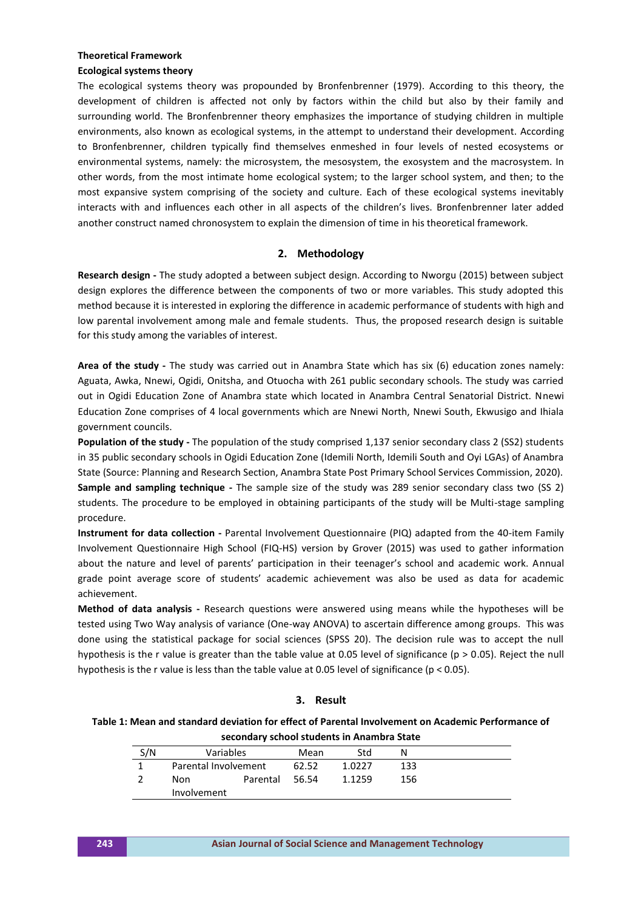**Theoretical Framework**

**Ecological systems theory**

The ecological systems theory was propounded by Bronfenbrenner (1979). According to this theory, the development of children is affected not only by factors within the child but also by their family and surrounding world. The Bronfenbrenner theory emphasizes the importance of studying children in multiple environments, also known as ecological systems, in the attempt to understand their development. According to Bronfenbrenner, children typically find themselves enmeshed in four levels of nested ecosystems or environmental systems, namely: the microsystem, the mesosystem, the exosystem and the macrosystem. In other words, from the most intimate home ecological system; to the larger school system, and then; to the most expansive system comprising of the society and culture. Each of these ecological systems inevitably interacts with and influences each other in all aspects of the children's lives. Bronfenbrenner later added another construct named chronosystem to explain the dimension of time in his theoretical framework.

## 2. Methodology

**Research design -** The study adopted a between subject design. According to Nworgu (2015) between subject design explores the difference between the components of two or more variables. This study adopted this method because it is interested in exploring the difference in academic performance of students with high and low parental involvement among male and female students. Thus, the proposed research design is suitable for this study among the variables of interest.

**Area of the study -** The study was carried out in Anambra State which has six (6) education zones namely: Aguata, Awka, Nnewi, Ogidi, Onitsha, and Otuocha with 261 public secondary schools. The study was carried out in Ogidi Education Zone of Anambra state which located in Anambra Central Senatorial District. Nnewi Education Zone comprises of 4 local governments which are Nnewi North, Nnewi South, Ekwusigo and Ihiala government councils.

**Population of the study -** The population of the study comprised 1,137 senior secondary class 2 (SS2) students in 35 public secondary schools in Ogidi Education Zone (Idemili North, Idemili South and Oyi LGAs) of Anambra State (Source: Planning and Research Section, Anambra State Post Primary School Services Commission, 2020).

**Sample and sampling technique -** The sample size of the study was 289 senior secondary class two (SS 2) students. The procedure to be employed in obtaining participants of the study will be Multi-stage sampling procedure.

**Instrument for data collection -** Parental Involvement Questionnaire (PIQ) adapted from the 40-item Family Involvement Questionnaire High School (FIQ-HS) version by Grover (2015) was used to gather information about the nature and level of parents' participation in their teenager's school and academic work. Annual grade point average score of students' academic achievement was also be used as data for academic achievement.

**Method of data analysis -** Research questions were answered using means while the hypotheses will be tested using Two Way analysis of variance (One-way ANOVA) to ascertain difference among groups. This was done using the statistical package for social sciences (SPSS 20). The decision rule was to accept the null hypothesis is the r value is greater than the table value at 0.05 level of significance ($p > 0.05$). Reject the null hypothesis is the r value is less than the table value at 0.05 level of significance ($p < 0.05$).

## 3. Result

**Table 1: Mean and standard deviation for effect of Parental Involvement on Academic Performance of secondary school students in Anambra State**

| S/N | Variables | Mean | Std | N |
|---|---|---|---|---|
| 1 | Parental Involvement | 62.52 | 1.0227 | 133 |
| 2 | Non Parental Involvement | 56.54 | 1.1259 | 156 |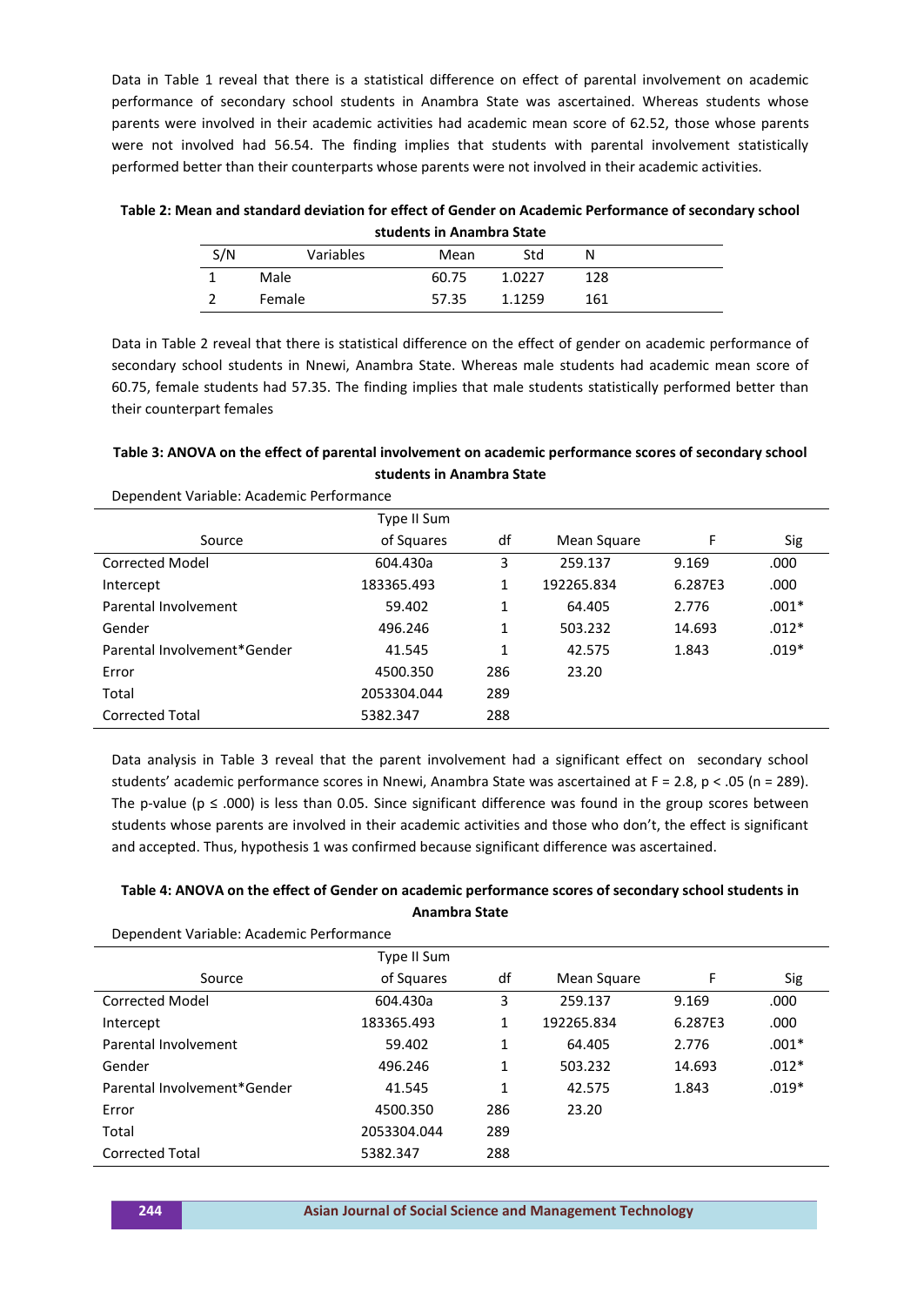Data in Table 1 reveal that there is a statistical difference on effect of parental involvement on academic performance of secondary school students in Anambra State was ascertained. Whereas students whose parents were involved in their academic activities had academic mean score of 62.52, those whose parents were not involved had 56.54. The finding implies that students with parental involvement statistically performed better than their counterparts whose parents were not involved in their academic activities.

**Table 2: Mean and standard deviation for effect of Gender on Academic Performance of secondary school students in Anambra State**

| S/N | Variables | Mean | Std | N |
|---|---|---|---|---|
| 1 | Male | 60.75 | 1.0227 | 128 |
| 2 | Female | 57.35 | 1.1259 | 161 |

Data in Table 2 reveal that there is statistical difference on the effect of gender on academic performance of secondary school students in Nnewi, Anambra State. Whereas male students had academic mean score of 60.75, female students had 57.35. The finding implies that male students statistically performed better than their counterpart females

**Table 3: ANOVA on the effect of parental involvement on academic performance scores of secondary school students in Anambra State**

Dependent Variable: Academic Performance

| Source | Type II Sum of Squares | df | Mean Square | F | Sig |
|---|---|---|---|---|---|
| Corrected Model | 604.430a | 3 | 259.137 | 9.169 | .000 |
| Intercept | 183365.493 | 1 | 192265.834 | 6.287E3 | .000 |
| Parental Involvement | 59.402 | 1 | 64.405 | 2.776 | .001* |
| Gender | 496.246 | 1 | 503.232 | 14.693 | .012* |
| Parental Involvement*Gender | 41.545 | 1 | 42.575 | 1.843 | .019* |
| Error | 4500.350 | 286 | 23.20 | | |
| Total | 2053304.044 | 289 | | | |
| Corrected Total | 5382.347 | 288 | | | |

Data analysis in Table 3 reveal that the parent involvement had a significant effect on secondary school students' academic performance scores in Nnewi, Anambra State was ascertained at $F = 2.8$, $p < .05$ ($n = 289$). The p-value ($p \leq .000$) is less than 0.05. Since significant difference was found in the group scores between students whose parents are involved in their academic activities and those who don't, the effect is significant and accepted. Thus, hypothesis 1 was confirmed because significant difference was ascertained.

**Table 4: ANOVA on the effect of Gender on academic performance scores of secondary school students in Anambra State**

Dependent Variable: Academic Performance

| Source | Type II Sum of Squares | df | Mean Square | F | Sig |
|---|---|---|---|---|---|
| Corrected Model | 604.430a | 3 | 259.137 | 9.169 | .000 |
| Intercept | 183365.493 | 1 | 192265.834 | 6.287E3 | .000 |
| Parental Involvement | 59.402 | 1 | 64.405 | 2.776 | .001* |
| Gender | 496.246 | 1 | 503.232 | 14.693 | .012* |
| Parental Involvement*Gender | 41.545 | 1 | 42.575 | 1.843 | .019* |
| Error | 4500.350 | 286 | 23.20 | | |
| Total | 2053304.044 | 289 | | | |
| Corrected Total | 5382.347 | 288 | | | |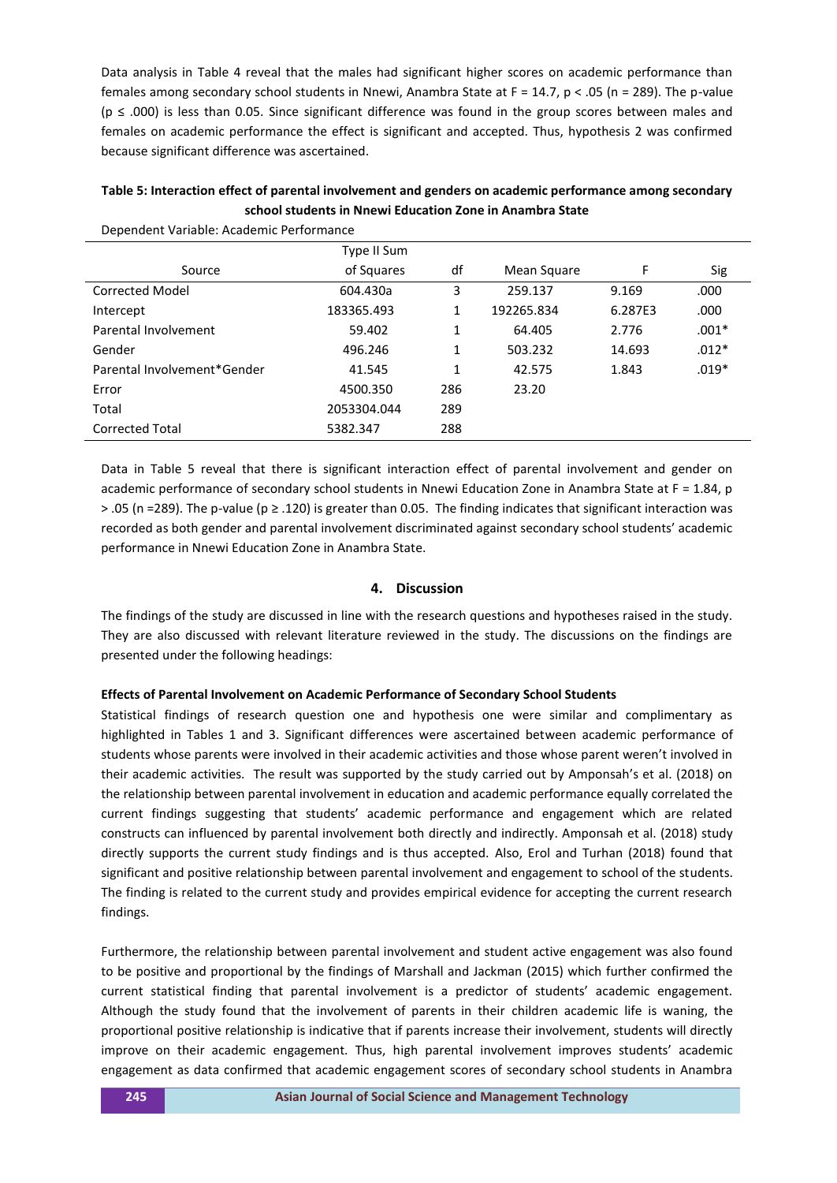Data analysis in Table 4 reveal that the males had significant higher scores on academic performance than females among secondary school students in Nnewi, Anambra State at $F = 14.7$, $p < .05$ ($n = 289$). The p-value ($p \leq .000$) is less than 0.05. Since significant difference was found in the group scores between males and females on academic performance the effect is significant and accepted. Thus, hypothesis 2 was confirmed because significant difference was ascertained.

**Table 5: Interaction effect of parental involvement and genders on academic performance among secondary school students in Nnewi Education Zone in Anambra State**

Dependent Variable: Academic Performance

| Source | Type II Sum of Squares | df | Mean Square | F | Sig |
|---|---|---|---|---|---|
| Corrected Model | 604.430a | 3 | 259.137 | 9.169 | .000 |
| Intercept | 183365.493 | 1 | 192265.834 | 6.287E3 | .000 |
| Parental Involvement | 59.402 | 1 | 64.405 | 2.776 | .001* |
| Gender | 496.246 | 1 | 503.232 | 14.693 | .012* |
| Parental Involvement*Gender | 41.545 | 1 | 42.575 | 1.843 | .019* |
| Error | 4500.350 | 286 | 23.20 | | |
| Total | 2053304.044 | 289 | | | |
| Corrected Total | 5382.347 | 288 | | | |

Data in Table 5 reveal that there is significant interaction effect of parental involvement and gender on academic performance of secondary school students in Nnewi Education Zone in Anambra State at $F = 1.84$, $p > .05$ ($n = 289$). The p-value ($p \geq .120$) is greater than 0.05. The finding indicates that significant interaction was recorded as both gender and parental involvement discriminated against secondary school students' academic performance in Nnewi Education Zone in Anambra State.

## 4. Discussion

The findings of the study are discussed in line with the research questions and hypotheses raised in the study. They are also discussed with relevant literature reviewed in the study. The discussions on the findings are presented under the following headings:

### Effects of Parental Involvement on Academic Performance of Secondary School Students

Statistical findings of research question one and hypothesis one were similar and complimentary as highlighted in Tables 1 and 3. Significant differences were ascertained between academic performance of students whose parents were involved in their academic activities and those whose parent weren't involved in their academic activities. The result was supported by the study carried out by Amponsah's et al. (2018) on the relationship between parental involvement in education and academic performance equally correlated the current findings suggesting that students' academic performance and engagement which are related constructs can influenced by parental involvement both directly and indirectly. Amponsah et al. (2018) study directly supports the current study findings and is thus accepted. Also, Erol and Turhan (2018) found that significant and positive relationship between parental involvement and engagement to school of the students. The finding is related to the current study and provides empirical evidence for accepting the current research findings.

Furthermore, the relationship between parental involvement and student active engagement was also found to be positive and proportional by the findings of Marshall and Jackman (2015) which further confirmed the current statistical finding that parental involvement is a predictor of students' academic engagement. Although the study found that the involvement of parents in their children academic life is waning, the proportional positive relationship is indicative that if parents increase their involvement, students will directly improve on their academic engagement. Thus, high parental involvement improves students' academic engagement as data confirmed that academic engagement scores of secondary school students in Anambra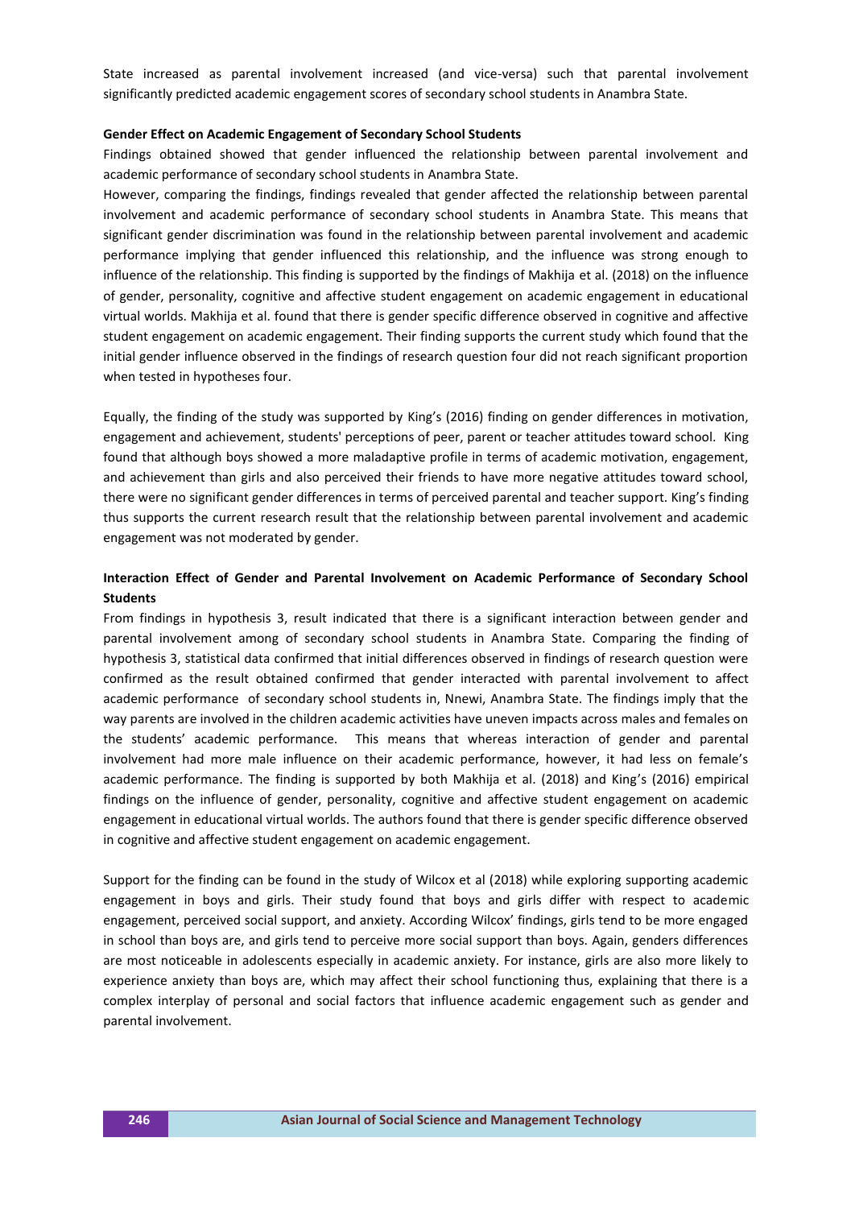State increased as parental involvement increased (and vice-versa) such that parental involvement significantly predicted academic engagement scores of secondary school students in Anambra State.

**Gender Effect on Academic Engagement of Secondary School Students**

Findings obtained showed that gender influenced the relationship between parental involvement and academic performance of secondary school students in Anambra State.

However, comparing the findings, findings revealed that gender affected the relationship between parental involvement and academic performance of secondary school students in Anambra State. This means that significant gender discrimination was found in the relationship between parental involvement and academic performance implying that gender influenced this relationship, and the influence was strong enough to influence of the relationship. This finding is supported by the findings of Makhija et al. (2018) on the influence of gender, personality, cognitive and affective student engagement on academic engagement in educational virtual worlds. Makhija et al. found that there is gender specific difference observed in cognitive and affective student engagement on academic engagement. Their finding supports the current study which found that the initial gender influence observed in the findings of research question four did not reach significant proportion when tested in hypotheses four.

Equally, the finding of the study was supported by King's (2016) finding on gender differences in motivation, engagement and achievement, students' perceptions of peer, parent or teacher attitudes toward school. King found that although boys showed a more maladaptive profile in terms of academic motivation, engagement, and achievement than girls and also perceived their friends to have more negative attitudes toward school, there were no significant gender differences in terms of perceived parental and teacher support. King's finding thus supports the current research result that the relationship between parental involvement and academic engagement was not moderated by gender.

**Interaction Effect of Gender and Parental Involvement on Academic Performance of Secondary School Students**

From findings in hypothesis 3, result indicated that there is a significant interaction between gender and parental involvement among of secondary school students in Anambra State. Comparing the finding of hypothesis 3, statistical data confirmed that initial differences observed in findings of research question were confirmed as the result obtained confirmed that gender interacted with parental involvement to affect academic performance of secondary school students in, Nnewi, Anambra State. The findings imply that the way parents are involved in the children academic activities have uneven impacts across males and females on the students' academic performance. This means that whereas interaction of gender and parental involvement had more male influence on their academic performance, however, it had less on female's academic performance. The finding is supported by both Makhija et al. (2018) and King's (2016) empirical findings on the influence of gender, personality, cognitive and affective student engagement on academic engagement in educational virtual worlds. The authors found that there is gender specific difference observed in cognitive and affective student engagement on academic engagement.

Support for the finding can be found in the study of Wilcox et al (2018) while exploring supporting academic engagement in boys and girls. Their study found that boys and girls differ with respect to academic engagement, perceived social support, and anxiety. According Wilcox' findings, girls tend to be more engaged in school than boys are, and girls tend to perceive more social support than boys. Again, genders differences are most noticeable in adolescents especially in academic anxiety. For instance, girls are also more likely to experience anxiety than boys are, which may affect their school functioning thus, explaining that there is a complex interplay of personal and social factors that influence academic engagement such as gender and parental involvement.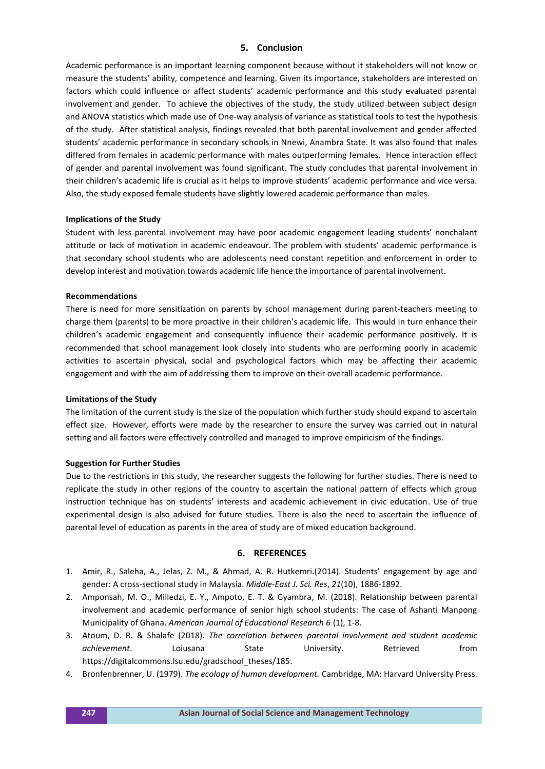## 5. Conclusion

Academic performance is an important learning component because without it stakeholders will not know or measure the students' ability, competence and learning. Given its importance, stakeholders are interested on factors which could influence or affect students' academic performance and this study evaluated parental involvement and gender. To achieve the objectives of the study, the study utilized between subject design and ANOVA statistics which made use of One-way analysis of variance as statistical tools to test the hypothesis of the study. After statistical analysis, findings revealed that both parental involvement and gender affected students' academic performance in secondary schools in Nnewi, Anambra State. It was also found that males differed from females in academic performance with males outperforming females. Hence interaction effect of gender and parental involvement was found significant. The study concludes that parental involvement in their children's academic life is crucial as it helps to improve students' academic performance and vice versa. Also, the study exposed female students have slightly lowered academic performance than males.

**Implications of the Study**

Student with less parental involvement may have poor academic engagement leading students' nonchalant attitude or lack of motivation in academic endeavour. The problem with students' academic performance is that secondary school students who are adolescents need constant repetition and enforcement in order to develop interest and motivation towards academic life hence the importance of parental involvement.

**Recommendations**

There is need for more sensitization on parents by school management during parent-teachers meeting to charge them (parents) to be more proactive in their children's academic life. This would in turn enhance their children's academic engagement and consequently influence their academic performance positively. It is recommended that school management look closely into students who are performing poorly in academic activities to ascertain physical, social and psychological factors which may be affecting their academic engagement and with the aim of addressing them to improve on their overall academic performance.

**Limitations of the Study**

The limitation of the current study is the size of the population which further study should expand to ascertain effect size. However, efforts were made by the researcher to ensure the survey was carried out in natural setting and all factors were effectively controlled and managed to improve empiricism of the findings.

**Suggestion for Further Studies**

Due to the restrictions in this study, the researcher suggests the following for further studies. There is need to replicate the study in other regions of the country to ascertain the national pattern of effects which group instruction technique has on students' interests and academic achievement in civic education. Use of true experimental design is also advised for future studies. There is also the need to ascertain the influence of parental level of education as parents in the area of study are of mixed education background.

## 6. REFERENCES

1. Amir, R., Saleha, A., Jelas, Z. M., & Ahmad, A. R. Hutkemri.(2014). Students' engagement by age and gender: A cross-sectional study in Malaysia. *Middle-East J. Sci. Res*, *21*(10), 1886-1892.
2. Amponsah, M. O., Milledzi, E. Y., Ampoto, E. T. & Gyambra, M. (2018). Relationship between parental involvement and academic performance of senior high school students: The case of Ashanti Manpong Municipality of Ghana. *American Journal of Educational Research 6* (1), 1-8.
3. Atoum, D. R. & Shalafe (2018). *The correlation between parental involvement and student academic achievement*. Loiusana State University. Retrieved from https://digitalcommons.lsu.edu/gradschool_theses/185.
4. Bronfenbrenner, U. (1979). *The ecology of human development.* Cambridge, MA: Harvard University Press.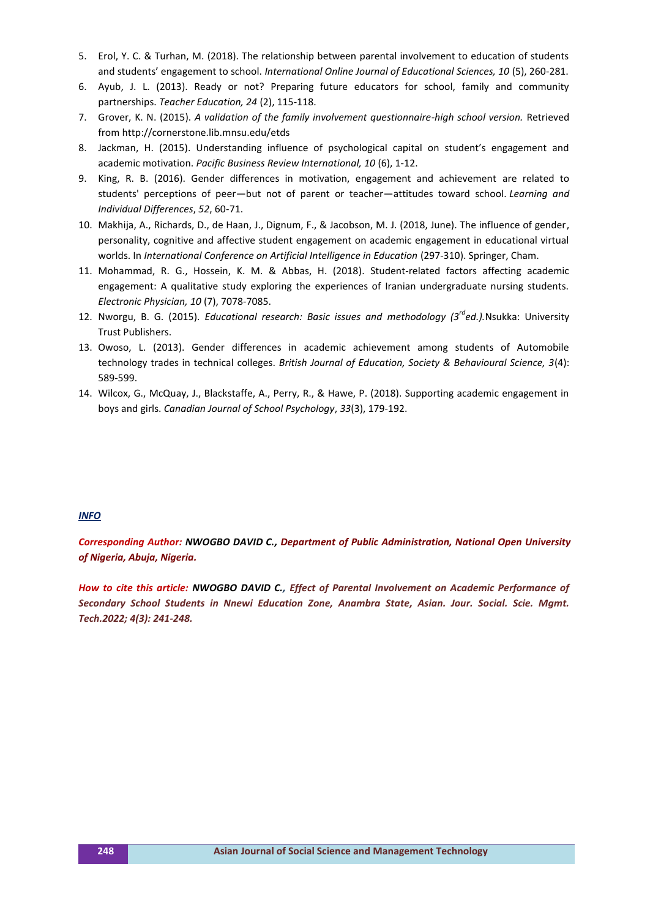5. Erol, Y. C. & Turhan, M. (2018). The relationship between parental involvement to education of students and students' engagement to school. *International Online Journal of Educational Sciences, 10* (5), 260-281.
6. Ayub, J. L. (2013). Ready or not? Preparing future educators for school, family and community partnerships. *Teacher Education, 24* (2), 115-118.
7. Grover, K. N. (2015). *A validation of the family involvement questionnaire-high school version.* Retrieved from http://cornerstone.lib.mnsu.edu/etds
8. Jackman, H. (2015). Understanding influence of psychological capital on student's engagement and academic motivation. *Pacific Business Review International, 10* (6), 1-12.
9. King, R. B. (2016). Gender differences in motivation, engagement and achievement are related to students' perceptions of peer—but not of parent or teacher—attitudes toward school. *Learning and Individual Differences*, *52*, 60-71.
10. Makhija, A., Richards, D., de Haan, J., Dignum, F., & Jacobson, M. J. (2018, June). The influence of gender, personality, cognitive and affective student engagement on academic engagement in educational virtual worlds. In *International Conference on Artificial Intelligence in Education* (297-310). Springer, Cham.
11. Mohammad, R. G., Hossein, K. M. & Abbas, H. (2018). Student-related factors affecting academic engagement: A qualitative study exploring the experiences of Iranian undergraduate nursing students. *Electronic Physician, 10* (7), 7078-7085.
12. Nworgu, B. G. (2015). *Educational research: Basic issues and methodology (3rd ed.).* Nsukka: University Trust Publishers.
13. Owoso, L. (2013). Gender differences in academic achievement among students of Automobile technology trades in technical colleges. *British Journal of Education, Society & Behavioural Science, 3*(4): 589-599.
14. Wilcox, G., McQuay, J., Blackstaffe, A., Perry, R., & Hawe, P. (2018). Supporting academic engagement in boys and girls. *Canadian Journal of School Psychology*, *33*(3), 179-192.

***INFO***

***Corresponding Author:* NWOGBO DAVID C., *Department of Public Administration, National Open University of Nigeria, Abuja, Nigeria.***

***How to cite this article:* NWOGBO DAVID C., *Effect of Parental Involvement on Academic Performance of Secondary School Students in Nnewi Education Zone, Anambra State, Asian. Jour. Social. Scie. Mgmt. Tech.2022; 4(3): 241-248.***